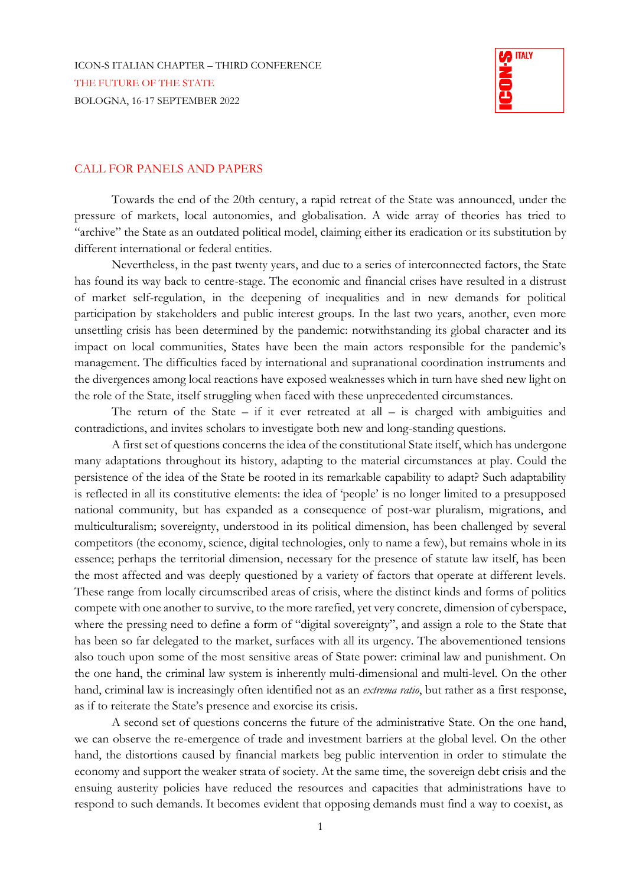ICON-S ITALIAN CHAPTER – THIRD CONFERENCE

THE FUTURE OF THE STATE

BOLOGNA, 16-17 SEPTEMBER 2022

## CALL FOR PANELS AND PAPERS

Towards the end of the 20th century, a rapid retreat of the State was announced, under the pressure of markets, local autonomies, and globalisation. A wide array of theories has tried to "archive" the State as an outdated political model, claiming either its eradication or its substitution by different international or federal entities.

Nevertheless, in the past twenty years, and due to a series of interconnected factors, the State has found its way back to centre-stage. The economic and financial crises have resulted in a distrust of market self-regulation, in the deepening of inequalities and in new demands for political participation by stakeholders and public interest groups. In the last two years, another, even more unsettling crisis has been determined by the pandemic: notwithstanding its global character and its impact on local communities, States have been the main actors responsible for the pandemic's management. The difficulties faced by international and supranational coordination instruments and the divergences among local reactions have exposed weaknesses which in turn have shed new light on the role of the State, itself struggling when faced with these unprecedented circumstances.

The return of the State – if it ever retreated at all – is charged with ambiguities and contradictions, and invites scholars to investigate both new and long-standing questions.

A first set of questions concerns the idea of the constitutional State itself, which has undergone many adaptations throughout its history, adapting to the material circumstances at play. Could the persistence of the idea of the State be rooted in its remarkable capability to adapt? Such adaptability is reflected in all its constitutive elements: the idea of 'people' is no longer limited to a presupposed national community, but has expanded as a consequence of post-war pluralism, migrations, and multiculturalism; sovereignty, understood in its political dimension, has been challenged by several competitors (the economy, science, digital technologies, only to name a few), but remains whole in its essence; perhaps the territorial dimension, necessary for the presence of statute law itself, has been the most affected and was deeply questioned by a variety of factors that operate at different levels. These range from locally circumscribed areas of crisis, where the distinct kinds and forms of politics compete with one another to survive, to the more rarefied, yet very concrete, dimension of cyberspace, where the pressing need to define a form of "digital sovereignty", and assign a role to the State that has been so far delegated to the market, surfaces with all its urgency. The abovementioned tensions also touch upon some of the most sensitive areas of State power: criminal law and punishment. On the one hand, the criminal law system is inherently multi-dimensional and multi-level. On the other hand, criminal law is increasingly often identified not as an *extrema ratio*, but rather as a first response, as if to reiterate the State's presence and exorcise its crisis.

A second set of questions concerns the future of the administrative State. On the one hand, we can observe the re-emergence of trade and investment barriers at the global level. On the other hand, the distortions caused by financial markets beg public intervention in order to stimulate the economy and support the weaker strata of society. At the same time, the sovereign debt crisis and the ensuing austerity policies have reduced the resources and capacities that administrations have to respond to such demands. It becomes evident that opposing demands must find a way to coexist, as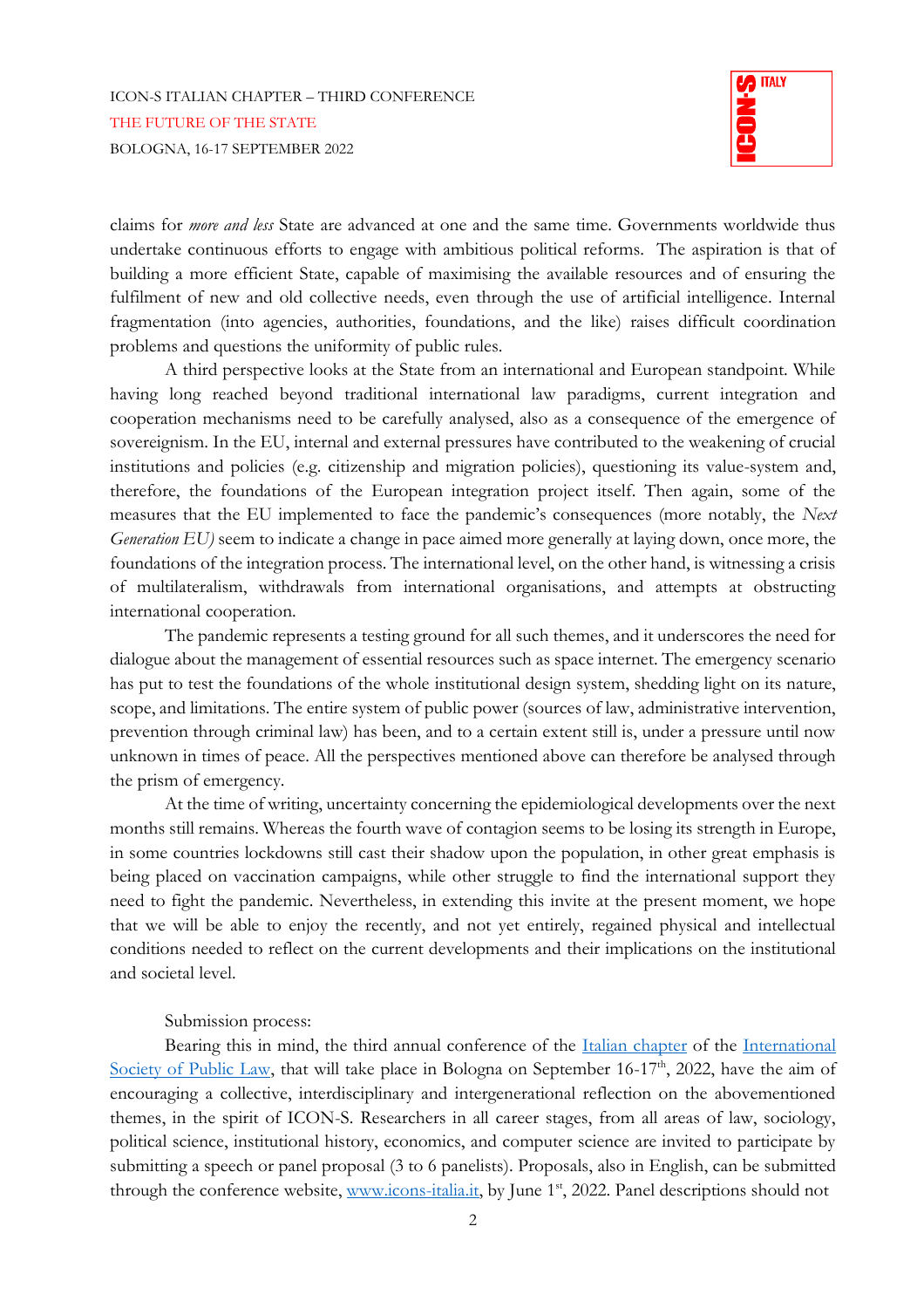claims for *more and less* State are advanced at one and the same time. Governments worldwide thus undertake continuous efforts to engage with ambitious political reforms. The aspiration is that of building a more efficient State, capable of maximising the available resources and of ensuring the fulfilment of new and old collective needs, even through the use of artificial intelligence. Internal fragmentation (into agencies, authorities, foundations, and the like) raises difficult coordination problems and questions the uniformity of public rules.

A third perspective looks at the State from an international and European standpoint. While having long reached beyond traditional international law paradigms, current integration and cooperation mechanisms need to be carefully analysed, also as a consequence of the emergence of sovereignism. In the EU, internal and external pressures have contributed to the weakening of crucial institutions and policies (e.g. citizenship and migration policies), questioning its value-system and, therefore, the foundations of the European integration project itself. Then again, some of the measures that the EU implemented to face the pandemic's consequences (more notably, the *Next Generation EU)* seem to indicate a change in pace aimed more generally at laying down, once more, the foundations of the integration process. The international level, on the other hand, is witnessing a crisis of multilateralism, withdrawals from international organisations, and attempts at obstructing international cooperation.

The pandemic represents a testing ground for all such themes, and it underscores the need for dialogue about the management of essential resources such as space internet. The emergency scenario has put to test the foundations of the whole institutional design system, shedding light on its nature, scope, and limitations. The entire system of public power (sources of law, administrative intervention, prevention through criminal law) has been, and to a certain extent still is, under a pressure until now unknown in times of peace. All the perspectives mentioned above can therefore be analysed through the prism of emergency.

At the time of writing, uncertainty concerning the epidemiological developments over the next months still remains. Whereas the fourth wave of contagion seems to be losing its strength in Europe, in some countries lockdowns still cast their shadow upon the population, in other great emphasis is being placed on vaccination campaigns, while other struggle to find the international support they need to fight the pandemic. Nevertheless, in extending this invite at the present moment, we hope that we will be able to enjoy the recently, and not yet entirely, regained physical and intellectual conditions needed to reflect on the current developments and their implications on the institutional and societal level.

Submission process:

Bearing this in mind, the third annual conference of the Italian chapter of the International Society of Public Law, that will take place in Bologna on September 16-17th, 2022, have the aim of encouraging a collective, interdisciplinary and intergenerational reflection on the abovementioned themes, in the spirit of ICON-S. Researchers in all career stages, from all areas of law, sociology, political science, institutional history, economics, and computer science are invited to participate by submitting a speech or panel proposal (3 to 6 panelists). Proposals, also in English, can be submitted through the conference website, www.icons-italia.it, by June 1st, 2022. Panel descriptions should not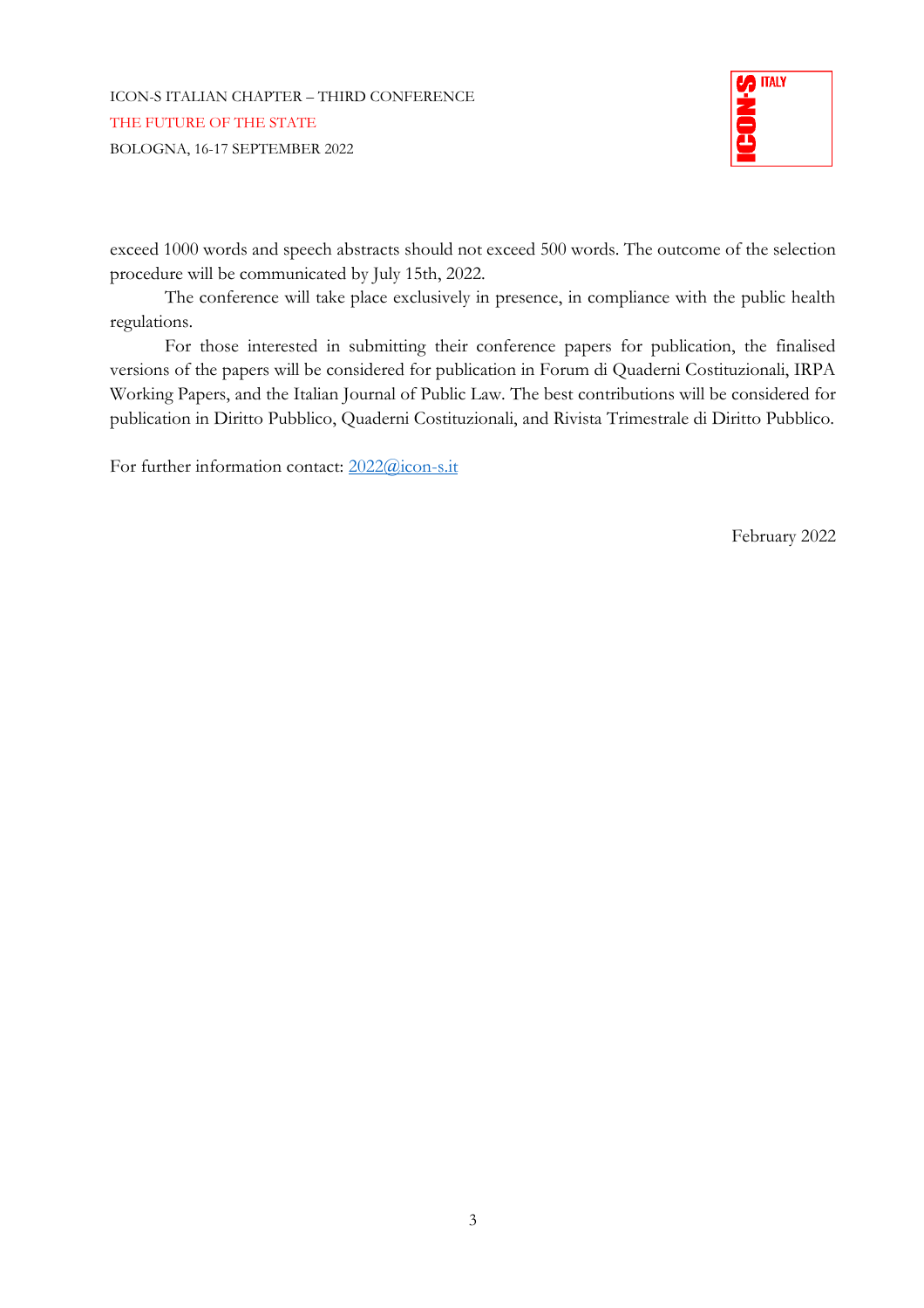exceed 1000 words and speech abstracts should not exceed 500 words. The outcome of the selection procedure will be communicated by July 15th, 2022.

The conference will take place exclusively in presence, in compliance with the public health regulations.

For those interested in submitting their conference papers for publication, the finalised versions of the papers will be considered for publication in Forum di Quaderni Costituzionali, IRPA Working Papers, and the Italian Journal of Public Law. The best contributions will be considered for publication in Diritto Pubblico, Quaderni Costituzionali, and Rivista Trimestrale di Diritto Pubblico.

For further information contact: 2022@icon-s.it

February 2022